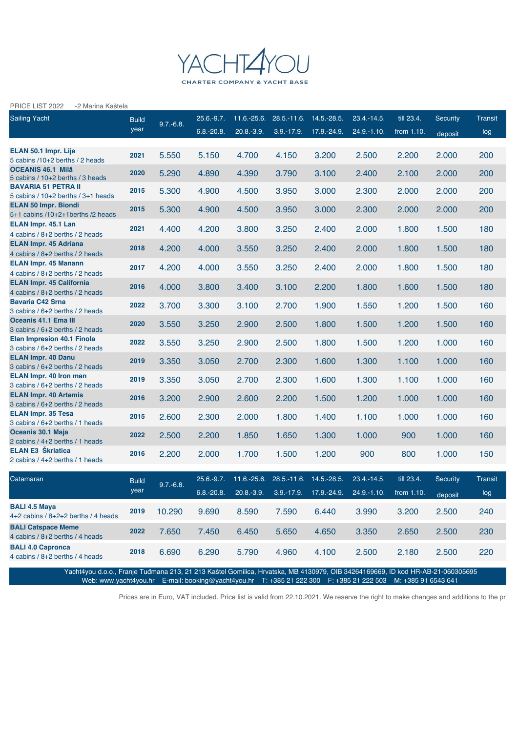# YACHT4YOU

CHARTER COMPANY & YACHT BASE

PRICE LIST 2022 -2 Marina Kaštela

| Sailing Yacht | Build year | 9.7.-6.8. | 25.6.-9.7. 6.8.-20.8. | 11.6.-25.6. 20.8.-3.9. | 28.5.-11.6. 3.9.-17.9. | 14.5.-28.5. 17.9.-24.9. | 23.4.-14.5. 24.9.-1.10. | till 23.4. from 1.10. | Security deposit | Transit log |
|---|---|---|---|---|---|---|---|---|---|---|
| **ELAN 50.1 Impr. Lija** 5 cabins /10+2 berths / 2 heads | 2021 | 5.550 | 5.150 | 4.700 | 4.150 | 3.200 | 2.500 | 2.200 | 2.000 | 200 |
| **OCEANIS 46.1 Milâ** 5 cabins / 10+2 berths / 3 heads | 2020 | 5.290 | 4.890 | 4.390 | 3.790 | 3.100 | 2.400 | 2.100 | 2.000 | 200 |
| **BAVARIA 51 PETRA II** 5 cabins / 10+2 berths / 3+1 heads | 2015 | 5.300 | 4.900 | 4.500 | 3.950 | 3.000 | 2.300 | 2.000 | 2.000 | 200 |
| **ELAN 50 Impr. Biondi** 5+1 cabins /10+2+1berths /2 heads | 2015 | 5.300 | 4.900 | 4.500 | 3.950 | 3.000 | 2.300 | 2.000 | 2.000 | 200 |
| **ELAN Impr. 45.1 Lan** 4 cabins / 8+2 berths / 2 heads | 2021 | 4.400 | 4.200 | 3.800 | 3.250 | 2.400 | 2.000 | 1.800 | 1.500 | 180 |
| **ELAN Impr. 45 Adriana** 4 cabins / 8+2 berths / 2 heads | 2018 | 4.200 | 4.000 | 3.550 | 3.250 | 2.400 | 2.000 | 1.800 | 1.500 | 180 |
| **ELAN Impr. 45 Manann** 4 cabins / 8+2 berths / 2 heads | 2017 | 4.200 | 4.000 | 3.550 | 3.250 | 2.400 | 2.000 | 1.800 | 1.500 | 180 |
| **ELAN Impr. 45 California** 4 cabins / 8+2 berths / 2 heads | 2016 | 4.000 | 3.800 | 3.400 | 3.100 | 2.200 | 1.800 | 1.600 | 1.500 | 180 |
| **Bavaria C42 Srna** 3 cabins / 6+2 berths / 2 heads | 2022 | 3.700 | 3.300 | 3.100 | 2.700 | 1.900 | 1.550 | 1.200 | 1.500 | 160 |
| **Oceanis 41.1 Ema III** 3 cabins / 6+2 berths / 2 heads | 2020 | 3.550 | 3.250 | 2.900 | 2.500 | 1.800 | 1.500 | 1.200 | 1.500 | 160 |
| **Elan Impresion 40.1 Finola** 3 cabins / 6+2 berths / 2 heads | 2022 | 3.550 | 3.250 | 2.900 | 2.500 | 1.800 | 1.500 | 1.200 | 1.000 | 160 |
| **ELAN Impr. 40 Danu** 3 cabins / 6+2 berths / 2 heads | 2019 | 3.350 | 3.050 | 2.700 | 2.300 | 1.600 | 1.300 | 1.100 | 1.000 | 160 |
| **ELAN Impr. 40 Iron man** 3 cabins / 6+2 berths / 2 heads | 2019 | 3.350 | 3.050 | 2.700 | 2.300 | 1.600 | 1.300 | 1.100 | 1.000 | 160 |
| **ELAN Impr. 40 Artemis** 3 cabins / 6+2 berths / 2 heads | 2016 | 3.200 | 2.900 | 2.600 | 2.200 | 1.500 | 1.200 | 1.000 | 1.000 | 160 |
| **ELAN Impr. 35 Tesa** 3 cabins / 6+2 berths / 1 heads | 2015 | 2.600 | 2.300 | 2.000 | 1.800 | 1.400 | 1.100 | 1.000 | 1.000 | 160 |
| **Oceanis 30.1 Maja** 2 cabins / 4+2 berths / 1 heads | 2022 | 2.500 | 2.200 | 1.850 | 1.650 | 1.300 | 1.000 | 900 | 1.000 | 160 |
| **ELAN E3 Škrlatica** 2 cabins / 4+2 berths / 1 heads | 2016 | 2.200 | 2.000 | 1.700 | 1.500 | 1.200 | 900 | 800 | 1.000 | 150 |

| Catamaran | Build year | 9.7.-6.8. | 25.6.-9.7. 6.8.-20.8. | 11.6.-25.6. 20.8.-3.9. | 28.5.-11.6. 3.9.-17.9. | 14.5.-28.5. 17.9.-24.9. | 23.4.-14.5. 24.9.-1.10. | till 23.4. from 1.10. | Security deposit | Transit log |
|---|---|---|---|---|---|---|---|---|---|---|
| **BALI 4.5 Maya** 4+2 cabins / 8+2+2 berths / 4 heads | 2019 | 10.290 | 9.690 | 8.590 | 7.590 | 6.440 | 3.990 | 3.200 | 2.500 | 240 |
| **BALI Catspace Meme** 4 cabins / 8+2 berths / 4 heads | 2022 | 7.650 | 7.450 | 6.450 | 5.650 | 4.650 | 3.350 | 2.650 | 2.500 | 230 |
| **BALI 4.0 Capronca** 4 cabins / 8+2 berths / 4 heads | 2018 | 6.690 | 6.290 | 5.790 | 4.960 | 4.100 | 2.500 | 2.180 | 2.500 | 220 |

Yacht4you d.o.o., Franje Tuđmana 213, 21 213 Kaštel Gomilica, Hrvatska, MB 4130979, OIB 34264169669, ID kod HR-AB-21-060305695
Web: www.yacht4you.hr E-mail: booking@yacht4you.hr T: +385 21 222 300 F: +385 21 222 503 M: +385 91 6543 641

Prices are in Euro, VAT included. Price list is valid from 22.10.2021. We reserve the right to make changes and additions to the pr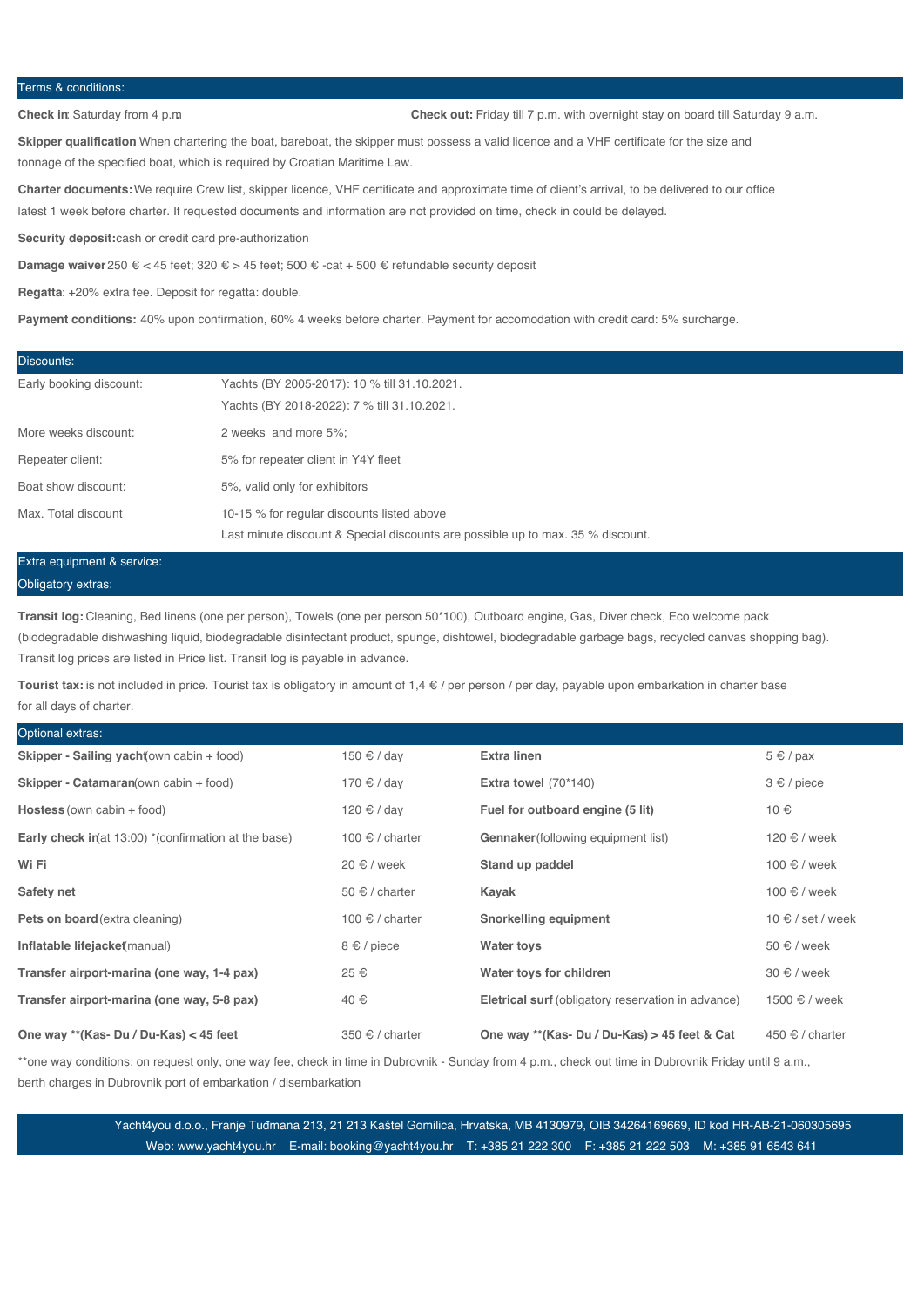## Terms & conditions:

**Check in**: Saturday from 4 p.m.

**Check out:** Friday till 7 p.m. with overnight stay on board till Saturday 9 a.m.

**Skipper qualification** When chartering the boat, bareboat, the skipper must possess a valid licence and a VHF certificate for the size and tonnage of the specified boat, which is required by Croatian Maritime Law.

**Charter documents:** We require Crew list, skipper licence, VHF certificate and approximate time of client's arrival, to be delivered to our office latest 1 week before charter. If requested documents and information are not provided on time, check in could be delayed.

**Security deposit:** cash or credit card pre-authorization

**Damage waiver** 250 € < 45 feet; 320 € > 45 feet; 500 € -cat + 500 € refundable security deposit

**Regatta**: +20% extra fee. Deposit for regatta: double.

**Payment conditions:** 40% upon confirmation, 60% 4 weeks before charter. Payment for accomodation with credit card: 5% surcharge.

## Discounts:

| | |
|---|---|
| Early booking discount: | Yachts (BY 2005-2017): 10 % till 31.10.2021.<br>Yachts (BY 2018-2022): 7 % till 31.10.2021. |
| More weeks discount: | 2 weeks and more 5%; |
| Repeater client: | 5% for repeater client in Y4Y fleet |
| Boat show discount: | 5%, valid only for exhibitors |
| Max. Total discount | 10-15 % for regular discounts listed above<br>Last minute discount & Special discounts are possible up to max. 35 % discount. |

## Extra equipment & service:

### Obligatory extras:

**Transit log:** Cleaning, Bed linens (one per person), Towels (one per person 50*100), Outboard engine, Gas, Diver check, Eco welcome pack (biodegradable dishwashing liquid, biodegradable disinfectant product, spunge, dishtowel, biodegradable garbage bags, recycled canvas shopping bag). Transit log prices are listed in Price list. Transit log is payable in advance.

**Tourist tax:** is not included in price. Tourist tax is obligatory in amount of 1,4 € / per person / per day, payable upon embarkation in charter base for all days of charter.

### Optional extras:

| | | | |
|---|---|---|---|
| **Skipper - Sailing yacht** (own cabin + food) | 150 € / day | **Extra linen** | 5 € / pax |
| **Skipper - Catamaran** (own cabin + food) | 170 € / day | **Extra towel** (70*140) | 3 € / piece |
| **Hostess** (own cabin + food) | 120 € / day | **Fuel for outboard engine (5 lit)** | 10 € |
| **Early check in** (at 13:00) *(confirmation at the base) | 100 € / charter | **Gennaker** (following equipment list) | 120 € / week |
| **Wi Fi** | 20 € / week | **Stand up paddel** | 100 € / week |
| **Safety net** | 50 € / charter | **Kayak** | 100 € / week |
| **Pets on board** (extra cleaning) | 100 € / charter | **Snorkelling equipment** | 10 € / set / week |
| **Inflatable lifejacket** (manual) | 8 € / piece | **Water toys** | 50 € / week |
| **Transfer airport-marina (one way, 1-4 pax)** | 25 € | **Water toys for children** | 30 € / week |
| **Transfer airport-marina (one way, 5-8 pax)** | 40 € | **Eletrical surf** (obligatory reservation in advance) | 1500 € / week |
| **One way **(Kas- Du / Du-Kas) < 45 feet** | 350 € / charter | **One way **(Kas- Du / Du-Kas) > 45 feet & Cat** | 450 € / charter |

**one way conditions: on request only, one way fee, check in time in Dubrovnik - Sunday from 4 p.m., check out time in Dubrovnik Friday until 9 a.m., berth charges in Dubrovnik port of embarkation / disembarkation

Yacht4you d.o.o., Franje Tuđmana 213, 21 213 Kaštel Gomilica, Hrvatska, MB 4130979, OIB 34264169669, ID kod HR-AB-21-060305695
Web: www.yacht4you.hr E-mail: booking@yacht4you.hr T: +385 21 222 300 F: +385 21 222 503 M: +385 91 6543 641